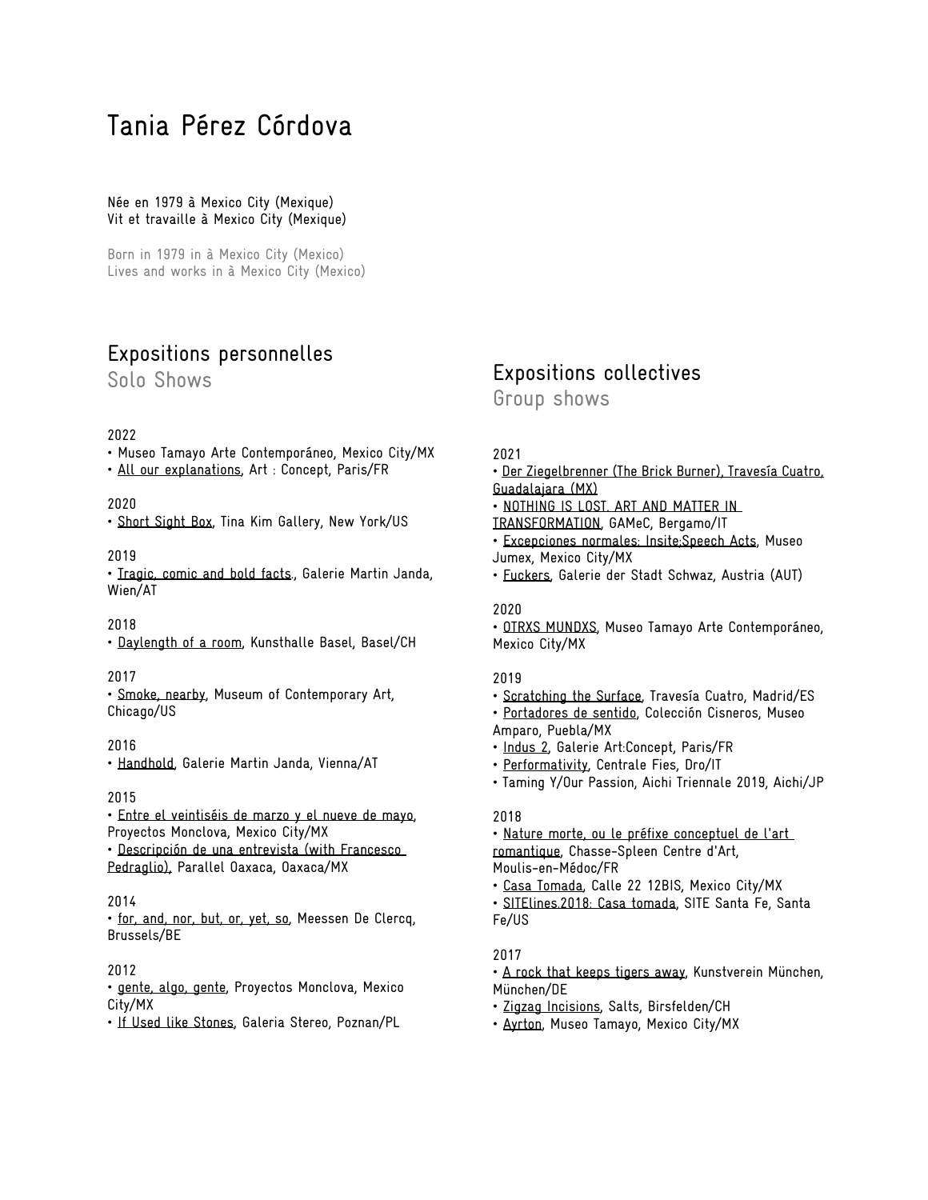# Tania Pérez Córdova

Née en 1979 à Mexico City (Mexique)
Vit et travaille à Mexico City (Mexique)

Born in 1979 in à Mexico City (Mexico)
Lives and works in à Mexico City (Mexico)

## Expositions personnelles
### Solo Shows

2022
- Museo Tamayo Arte Contemporáneo, Mexico City/MX
- All our explanations, Art : Concept, Paris/FR

2020
- Short Sight Box, Tina Kim Gallery, New York/US

2019
- Tragic, comic and bold facts., Galerie Martin Janda, Wien/AT

2018
- Daylength of a room, Kunsthalle Basel, Basel/CH

2017
- Smoke, nearby, Museum of Contemporary Art, Chicago/US

2016
- Handhold, Galerie Martin Janda, Vienna/AT

2015
- Entre el veintiséis de marzo y el nueve de mayo, Proyectos Monclova, Mexico City/MX
- Descripción de una entrevista (with Francesco Pedraglio), Parallel Oaxaca, Oaxaca/MX

2014
- for, and, nor, but, or, yet, so, Meessen De Clercq, Brussels/BE

2012
- gente, algo, gente, Proyectos Monclova, Mexico City/MX
- If Used like Stones, Galeria Stereo, Poznan/PL

## Expositions collectives
### Group shows

2021
- Der Ziegelbrenner (The Brick Burner), Travesía Cuatro, Guadalajara (MX)
- NOTHING IS LOST. ART AND MATTER IN TRANSFORMATION, GAMeC, Bergamo/IT
- Excepciones normales: Insite;Speech Acts, Museo Jumex, Mexico City/MX
- Fuckers, Galerie der Stadt Schwaz, Austria (AUT)

2020
- OTRXS MUNDXS, Museo Tamayo Arte Contemporáneo, Mexico City/MX

2019
- Scratching the Surface, Travesía Cuatro, Madrid/ES
- Portadores de sentido, Colección Cisneros, Museo Amparo, Puebla/MX
- Indus 2, Galerie Art:Concept, Paris/FR
- Performativity, Centrale Fies, Dro/IT
- Taming Y/Our Passion, Aichi Triennale 2019, Aichi/JP

2018
- Nature morte, ou le préfixe conceptuel de l'art romantique, Chasse-Spleen Centre d'Art, Moulis-en-Médoc/FR
- Casa Tomada, Calle 22 12BIS, Mexico City/MX
- SITElines.2018: Casa tomada, SITE Santa Fe, Santa Fe/US

2017
- A rock that keeps tigers away, Kunstverein München, München/DE
- Zigzag Incisions, Salts, Birsfelden/CH
- Ayrton, Museo Tamayo, Mexico City/MX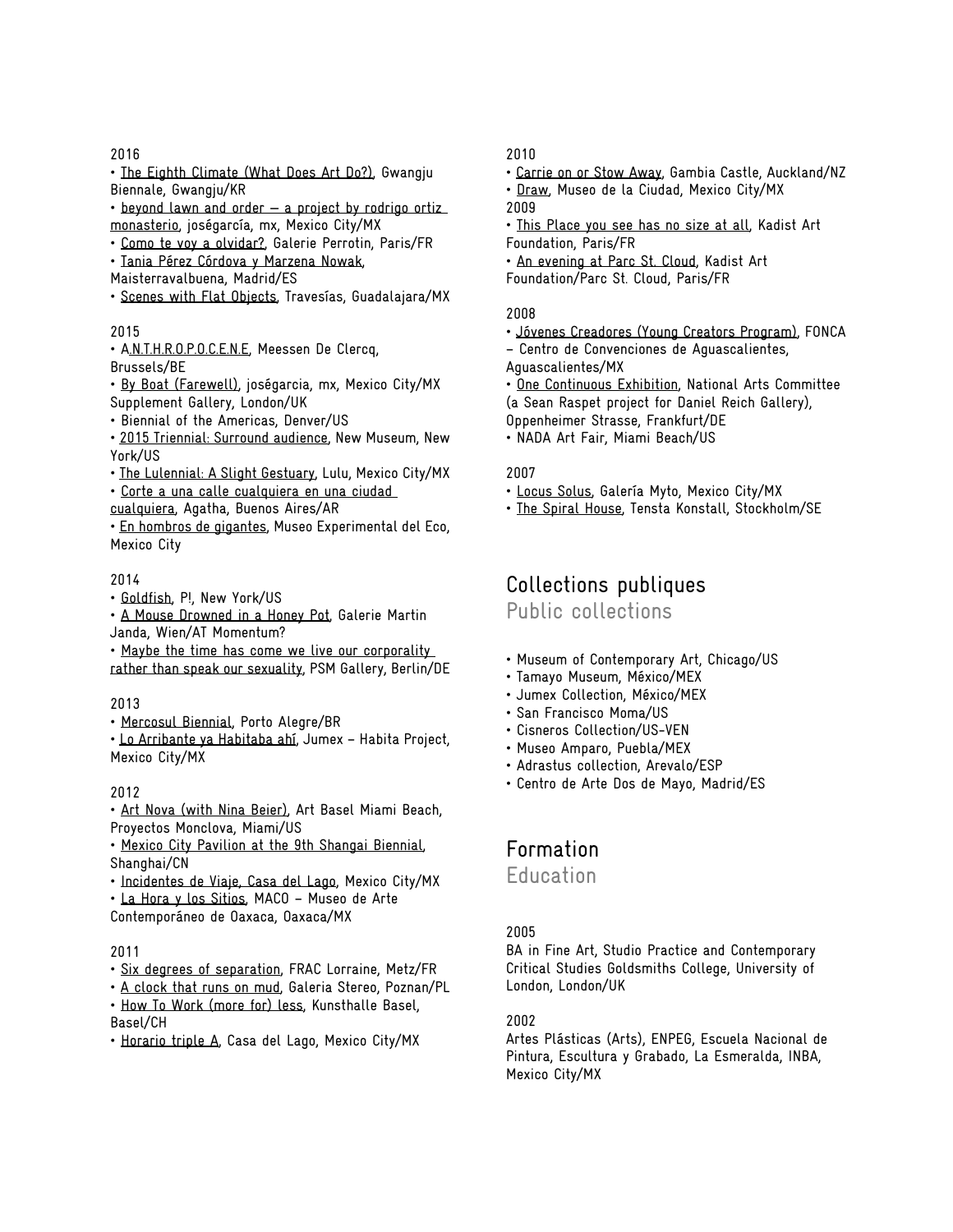2016

- The Eighth Climate (What Does Art Do?), Gwangju Biennale, Gwangju/KR
- beyond lawn and order – a project by rodrigo ortiz monasterio, joségarcía, mx, Mexico City/MX
- Como te voy a olvidar?, Galerie Perrotin, Paris/FR
- Tania Pérez Córdova y Marzena Nowak, Maisterravalbuena, Madrid/ES
- Scenes with Flat Objects, Travesías, Guadalajara/MX

2015

- A.N.T.H.R.O.P.O.C.E.N.E, Meessen De Clercq, Brussels/BE
- By Boat (Farewell), joségarcia, mx, Mexico City/MX Supplement Gallery, London/UK
- Biennial of the Americas, Denver/US
- 2015 Triennial: Surround audience, New Museum, New York/US
- The Lulennial: A Slight Gestuary, Lulu, Mexico City/MX
- Corte a una calle cualquiera en una ciudad cualquiera, Agatha, Buenos Aires/AR
- En hombros de gigantes, Museo Experimental del Eco, Mexico City

2014

- Goldfish, P!, New York/US
- A Mouse Drowned in a Honey Pot, Galerie Martin Janda, Wien/AT Momentum?
- Maybe the time has come we live our corporality rather than speak our sexuality, PSM Gallery, Berlin/DE

2013

- Mercosul Biennial, Porto Alegre/BR
- Lo Arribante ya Habitaba ahí, Jumex – Habita Project, Mexico City/MX

2012

- Art Nova (with Nina Beier), Art Basel Miami Beach, Proyectos Monclova, Miami/US
- Mexico City Pavilion at the 9th Shangai Biennial, Shanghai/CN
- Incidentes de Viaje, Casa del Lago, Mexico City/MX
- La Hora y los Sitios, MACO – Museo de Arte Contemporáneo de Oaxaca, Oaxaca/MX

2011

- Six degrees of separation, FRAC Lorraine, Metz/FR
- A clock that runs on mud, Galeria Stereo, Poznan/PL
- How To Work (more for) less, Kunsthalle Basel, Basel/CH
- Horario triple A, Casa del Lago, Mexico City/MX

2010

- Carrie on or Stow Away, Gambia Castle, Auckland/NZ
- Draw, Museo de la Ciudad, Mexico City/MX

2009

- This Place you see has no size at all, Kadist Art Foundation, Paris/FR
- An evening at Parc St. Cloud, Kadist Art Foundation/Parc St. Cloud, Paris/FR

2008

- Jóvenes Creadores (Young Creators Program), FONCA – Centro de Convenciones de Aguascalientes, Aguascalientes/MX
- One Continuous Exhibition, National Arts Committee (a Sean Raspet project for Daniel Reich Gallery), Oppenheimer Strasse, Frankfurt/DE
- NADA Art Fair, Miami Beach/US

2007

- Locus Solus, Galería Myto, Mexico City/MX
- The Spiral House, Tensta Konstall, Stockholm/SE

## Collections publiques
### Public collections

- Museum of Contemporary Art, Chicago/US
- Tamayo Museum, México/MEX
- Jumex Collection, México/MEX
- San Francisco Moma/US
- Cisneros Collection/US-VEN
- Museo Amparo, Puebla/MEX
- Adrastus collection, Arevalo/ESP
- Centro de Arte Dos de Mayo, Madrid/ES

## Formation
### Education

2005

BA in Fine Art, Studio Practice and Contemporary Critical Studies Goldsmiths College, University of London, London/UK

2002

Artes Plásticas (Arts), ENPEG, Escuela Nacional de Pintura, Escultura y Grabado, La Esmeralda, INBA, Mexico City/MX